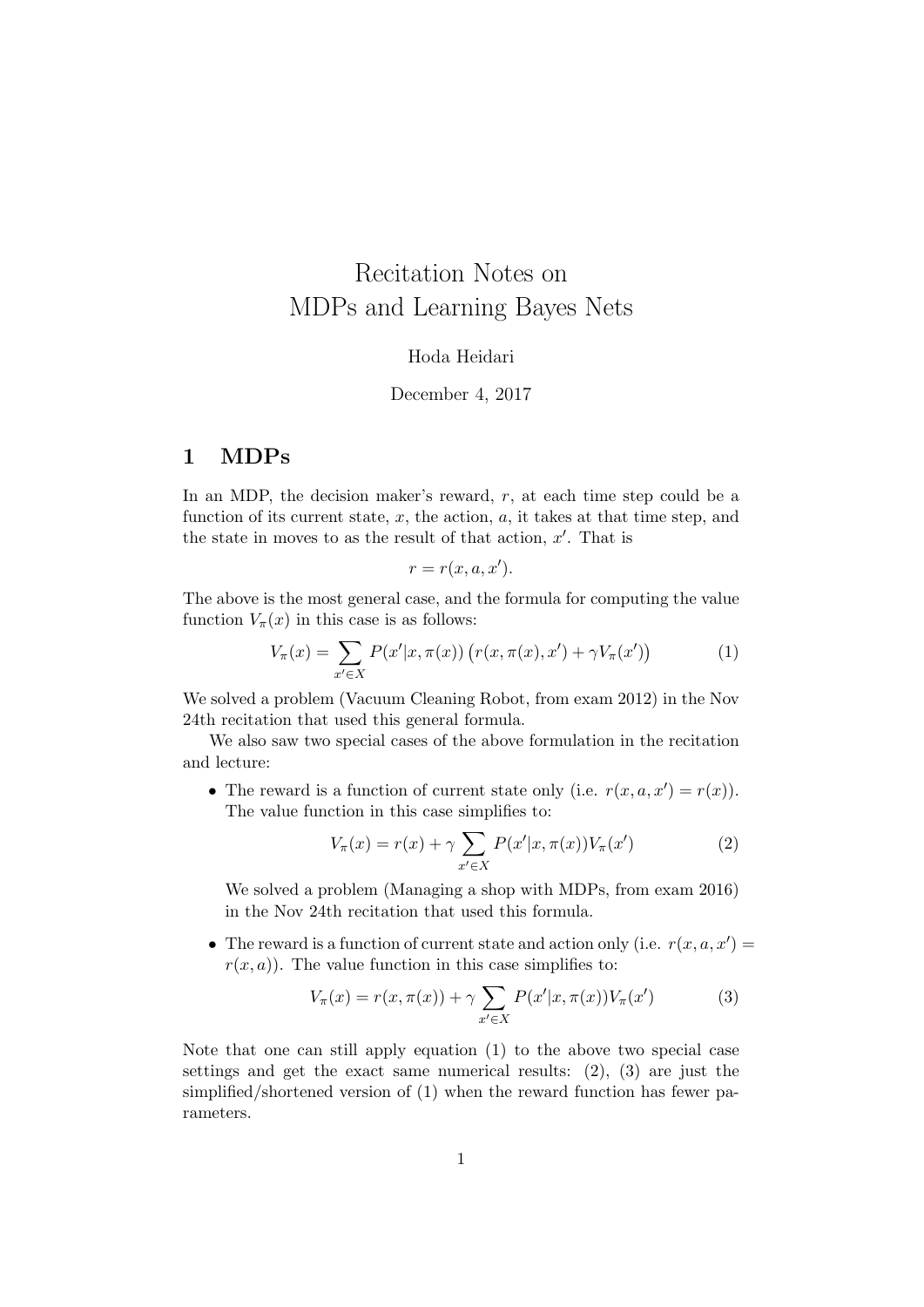# Recitation Notes on MDPs and Learning Bayes Nets

Hoda Heidari

December 4, 2017

## 1 MDPs

In an MDP, the decision maker's reward, $r$, at each time step could be a function of its current state, $x$, the action, $a$, it takes at that time step, and the state in moves to as the result of that action, $x'$. That is

$$r = r(x, a, x').$$

The above is the most general case, and the formula for computing the value function $V_\pi(x)$ in this case is as follows:

$$V_\pi(x) = \sum_{x' \in X} P(x'|x, \pi(x)) \left( r(x, \pi(x), x') + \gamma V_\pi(x') \right) \tag{1}$$

We solved a problem (Vacuum Cleaning Robot, from exam 2012) in the Nov 24th recitation that used this general formula.

We also saw two special cases of the above formulation in the recitation and lecture:

- The reward is a function of current state only (i.e. $r(x, a, x') = r(x)$). The value function in this case simplifies to:

$$V_\pi(x) = r(x) + \gamma \sum_{x' \in X} P(x'|x, \pi(x)) V_\pi(x') \tag{2}$$

  We solved a problem (Managing a shop with MDPs, from exam 2016) in the Nov 24th recitation that used this formula.

- The reward is a function of current state and action only (i.e. $r(x, a, x') = r(x, a)$). The value function in this case simplifies to:

$$V_\pi(x) = r(x, \pi(x)) + \gamma \sum_{x' \in X} P(x'|x, \pi(x)) V_\pi(x') \tag{3}$$

Note that one can still apply equation (1) to the above two special case settings and get the exact same numerical results: (2), (3) are just the simplified/shortened version of (1) when the reward function has fewer parameters.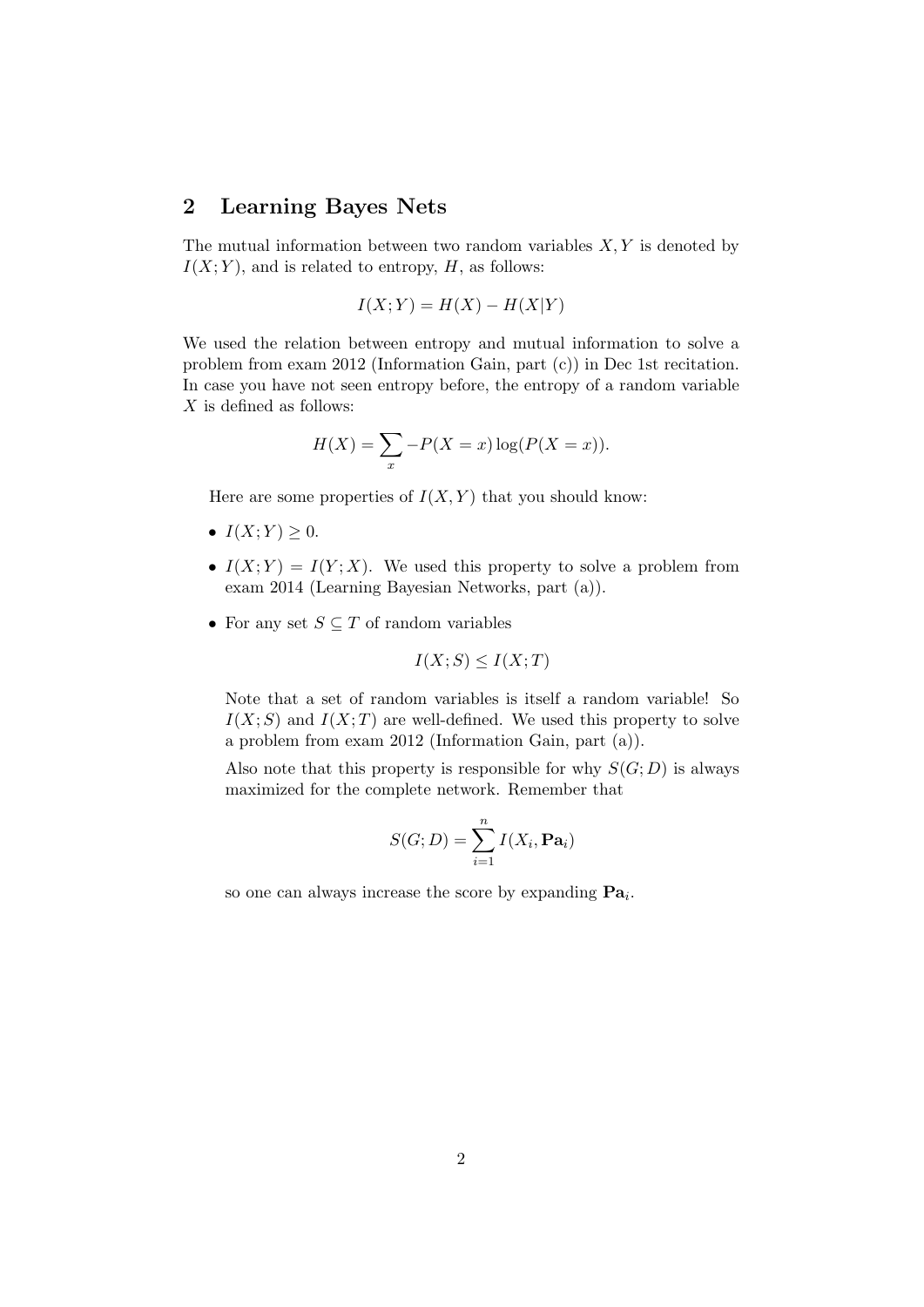## 2 Learning Bayes Nets

The mutual information between two random variables $X, Y$ is denoted by $I(X;Y)$, and is related to entropy, $H$, as follows:

$$I(X;Y) = H(X) - H(X|Y)$$

We used the relation between entropy and mutual information to solve a problem from exam 2012 (Information Gain, part (c)) in Dec 1st recitation. In case you have not seen entropy before, the entropy of a random variable $X$ is defined as follows:

$$H(X) = \sum_x -P(X = x) \log(P(X = x)).$$

Here are some properties of $I(X, Y)$ that you should know:

- $I(X;Y) \geq 0$.
- $I(X;Y) = I(Y;X)$. We used this property to solve a problem from exam 2014 (Learning Bayesian Networks, part (a)).
- For any set $S \subseteq T$ of random variables

  $$I(X;S) \leq I(X;T)$$

  Note that a set of random variables is itself a random variable! So $I(X;S)$ and $I(X;T)$ are well-defined. We used this property to solve a problem from exam 2012 (Information Gain, part (a)).

  Also note that this property is responsible for why $S(G;D)$ is always maximized for the complete network. Remember that

  $$S(G;D) = \sum_{i=1}^{n} I(X_i, \mathbf{Pa}_i)$$

  so one can always increase the score by expanding $\mathbf{Pa}_i$.